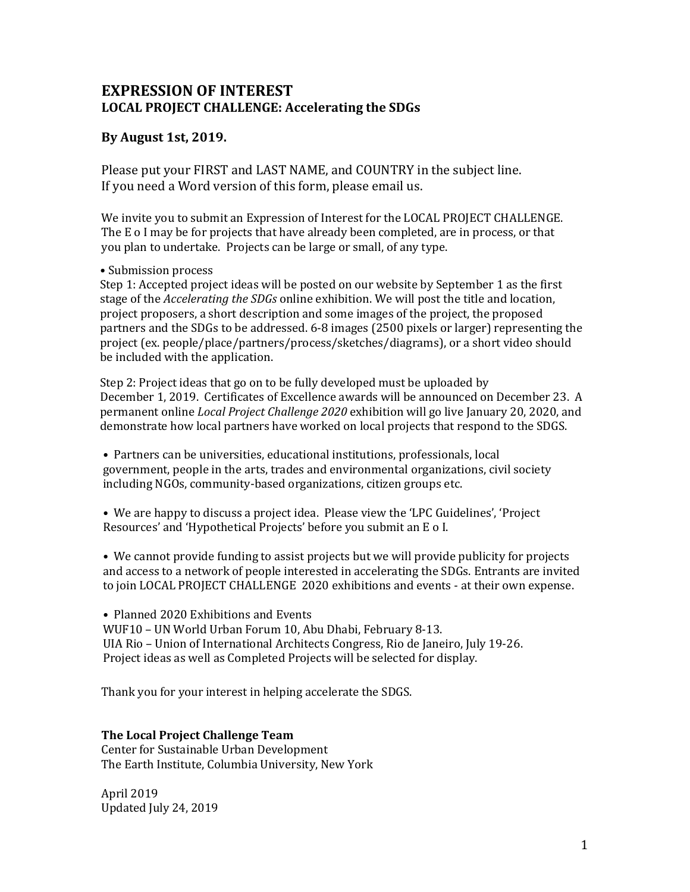# EXPRESSION OF INTEREST
## LOCAL PROJECT CHALLENGE: Accelerating the SDGs

### By August 1st, 2019.

Please put your FIRST and LAST NAME, and COUNTRY in the subject line.
If you need a Word version of this form, please email us.

We invite you to submit an Expression of Interest for the LOCAL PROJECT CHALLENGE. The E o I may be for projects that have already been completed, are in process, or that you plan to undertake. Projects can be large or small, of any type.

• Submission process
Step 1: Accepted project ideas will be posted on our website by September 1 as the first stage of the *Accelerating the SDGs* online exhibition. We will post the title and location, project proposers, a short description and some images of the project, the proposed partners and the SDGs to be addressed. 6-8 images (2500 pixels or larger) representing the project (ex. people/place/partners/process/sketches/diagrams), or a short video should be included with the application.

Step 2: Project ideas that go on to be fully developed must be uploaded by December 1, 2019. Certificates of Excellence awards will be announced on December 23. A permanent online *Local Project Challenge 2020* exhibition will go live January 20, 2020, and demonstrate how local partners have worked on local projects that respond to the SDGS.

• Partners can be universities, educational institutions, professionals, local government, people in the arts, trades and environmental organizations, civil society including NGOs, community-based organizations, citizen groups etc.

• We are happy to discuss a project idea. Please view the 'LPC Guidelines', 'Project Resources' and 'Hypothetical Projects' before you submit an E o I.

• We cannot provide funding to assist projects but we will provide publicity for projects and access to a network of people interested in accelerating the SDGs. Entrants are invited to join LOCAL PROJECT CHALLENGE 2020 exhibitions and events - at their own expense.

• Planned 2020 Exhibitions and Events
WUF10 – UN World Urban Forum 10, Abu Dhabi, February 8-13.
UIA Rio – Union of International Architects Congress, Rio de Janeiro, July 19-26.
Project ideas as well as Completed Projects will be selected for display.

Thank you for your interest in helping accelerate the SDGS.

**The Local Project Challenge Team**
Center for Sustainable Urban Development
The Earth Institute, Columbia University, New York

April 2019
Updated July 24, 2019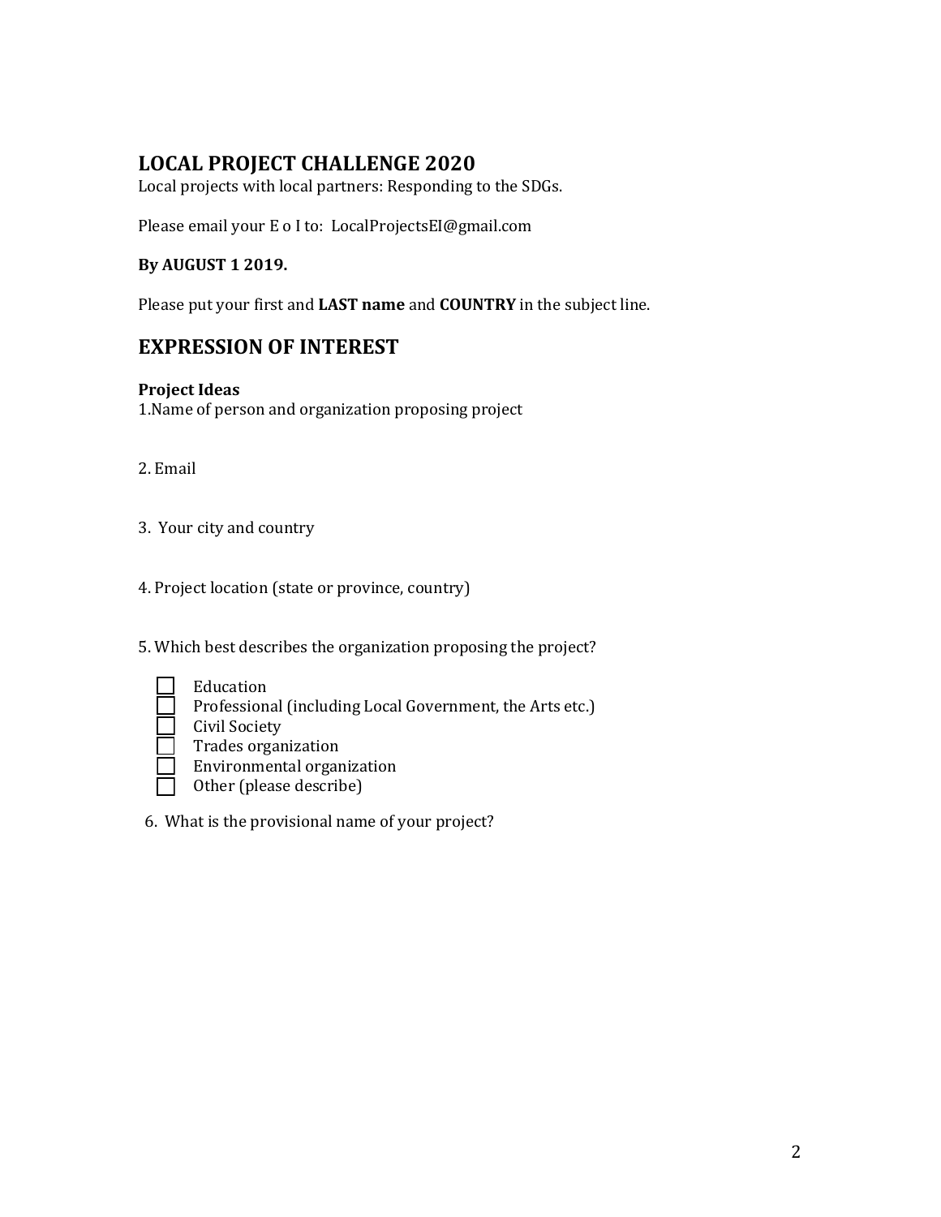## LOCAL PROJECT CHALLENGE 2020

Local projects with local partners: Responding to the SDGs.

Please email your E o I to: LocalProjectsEI@gmail.com

**By AUGUST 1 2019.**

Please put your first and **LAST name** and **COUNTRY** in the subject line.

## EXPRESSION OF INTEREST

**Project Ideas**

1.Name of person and organization proposing project

2. Email

3. Your city and country

4. Project location (state or province, country)

5. Which best describes the organization proposing the project?

- ☐ Education
- ☐ Professional (including Local Government, the Arts etc.)
- ☐ Civil Society
- ☐ Trades organization
- ☐ Environmental organization
- ☐ Other (please describe)

6. What is the provisional name of your project?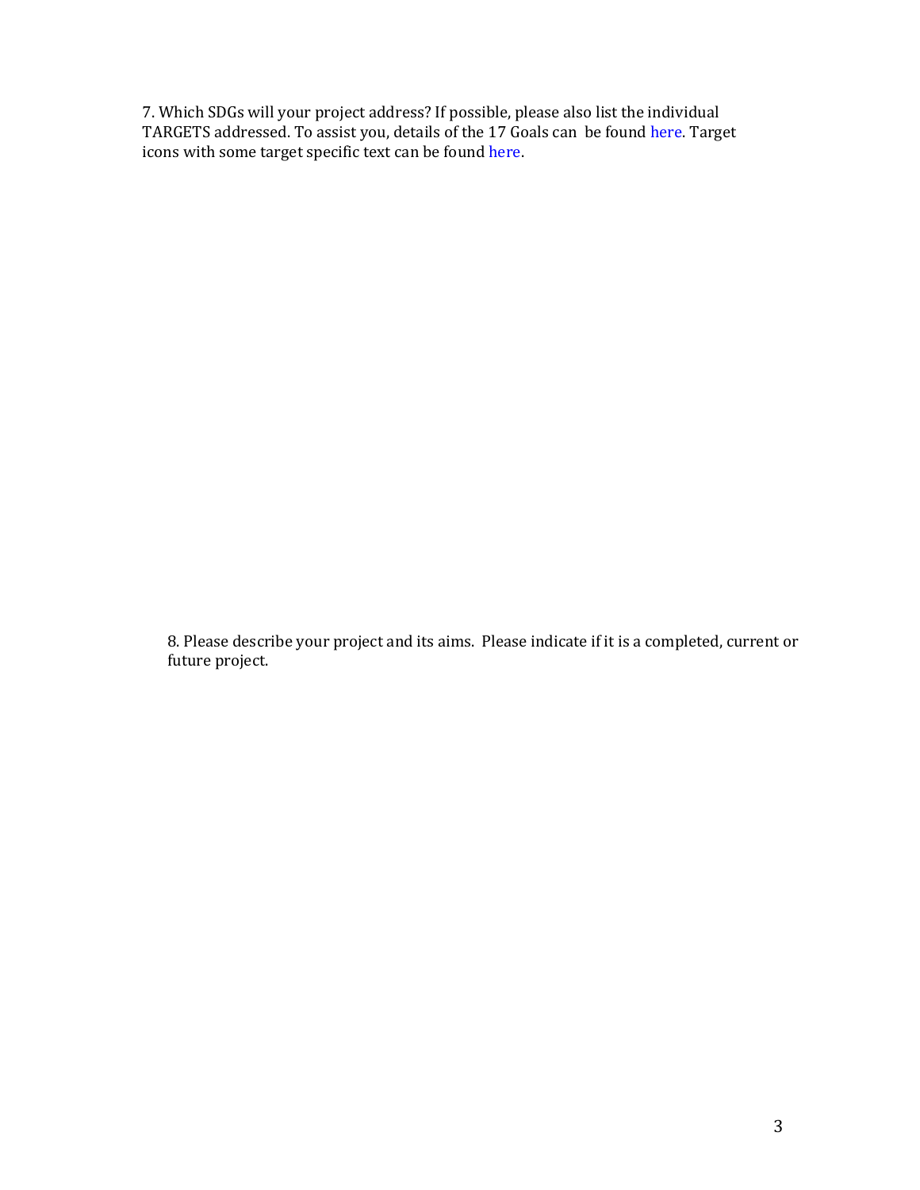7. Which SDGs will your project address? If possible, please also list the individual TARGETS addressed. To assist you, details of the 17 Goals can be found here. Target icons with some target specific text can be found here.

8. Please describe your project and its aims. Please indicate if it is a completed, current or future project.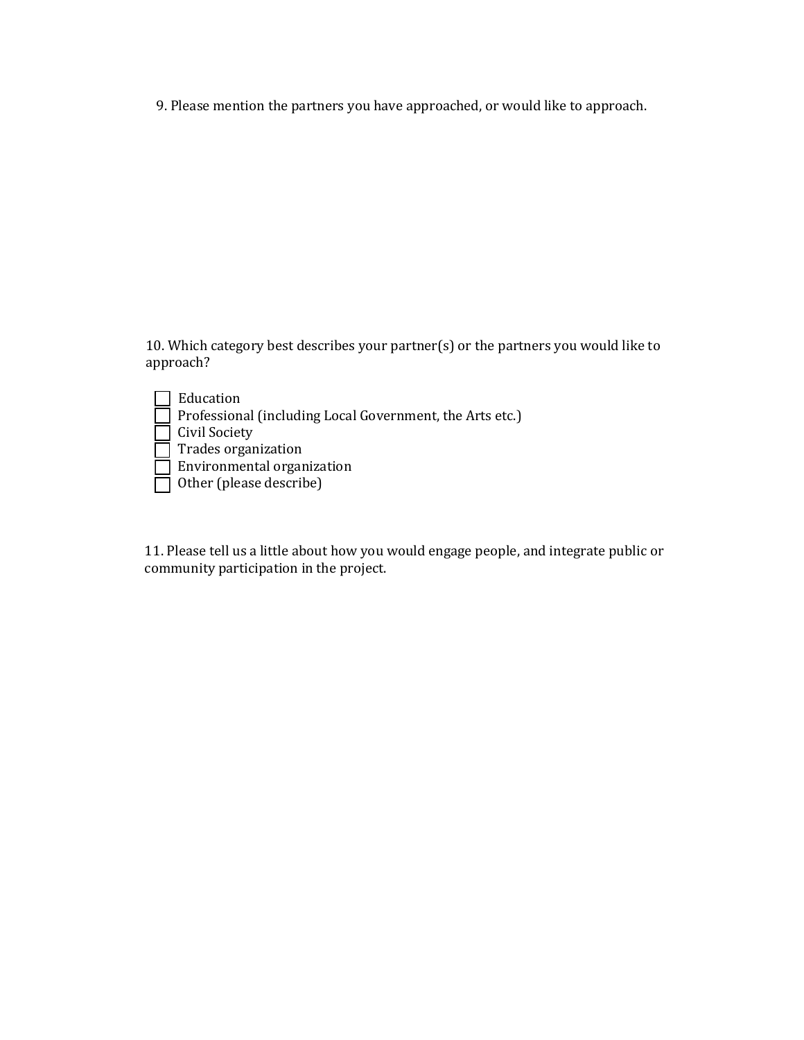9. Please mention the partners you have approached, or would like to approach.

10. Which category best describes your partner(s) or the partners you would like to approach?

- [ ] Education
- [ ] Professional (including Local Government, the Arts etc.)
- [ ] Civil Society
- [ ] Trades organization
- [ ] Environmental organization
- [ ] Other (please describe)

11. Please tell us a little about how you would engage people, and integrate public or community participation in the project.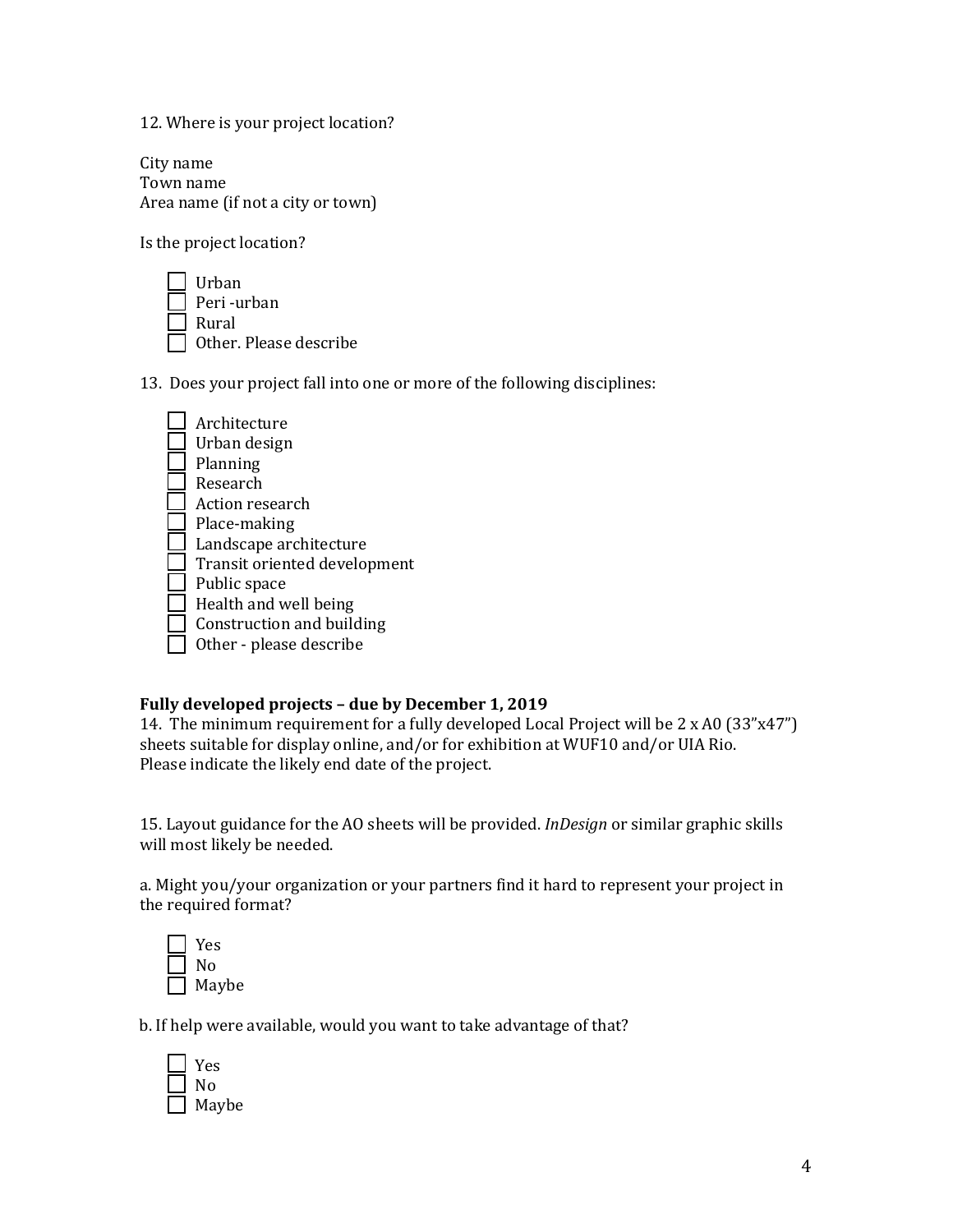12. Where is your project location?

City name
Town name
Area name (if not a city or town)

Is the project location?

- [ ] Urban
- [ ] Peri -urban
- [ ] Rural
- [ ] Other. Please describe

13. Does your project fall into one or more of the following disciplines:

- [ ] Architecture
- [ ] Urban design
- [ ] Planning
- [ ] Research
- [ ] Action research
- [ ] Place-making
- [ ] Landscape architecture
- [ ] Transit oriented development
- [ ] Public space
- [ ] Health and well being
- [ ] Construction and building
- [ ] Other - please describe

**Fully developed projects – due by December 1, 2019**

14. The minimum requirement for a fully developed Local Project will be 2 x A0 (33"x47") sheets suitable for display online, and/or for exhibition at WUF10 and/or UIA Rio. Please indicate the likely end date of the project.

15. Layout guidance for the AO sheets will be provided. *InDesign* or similar graphic skills will most likely be needed.

a. Might you/your organization or your partners find it hard to represent your project in the required format?

- [ ] Yes
- [ ] No
- [ ] Maybe

b. If help were available, would you want to take advantage of that?

- [ ] Yes
- [ ] No
- [ ] Maybe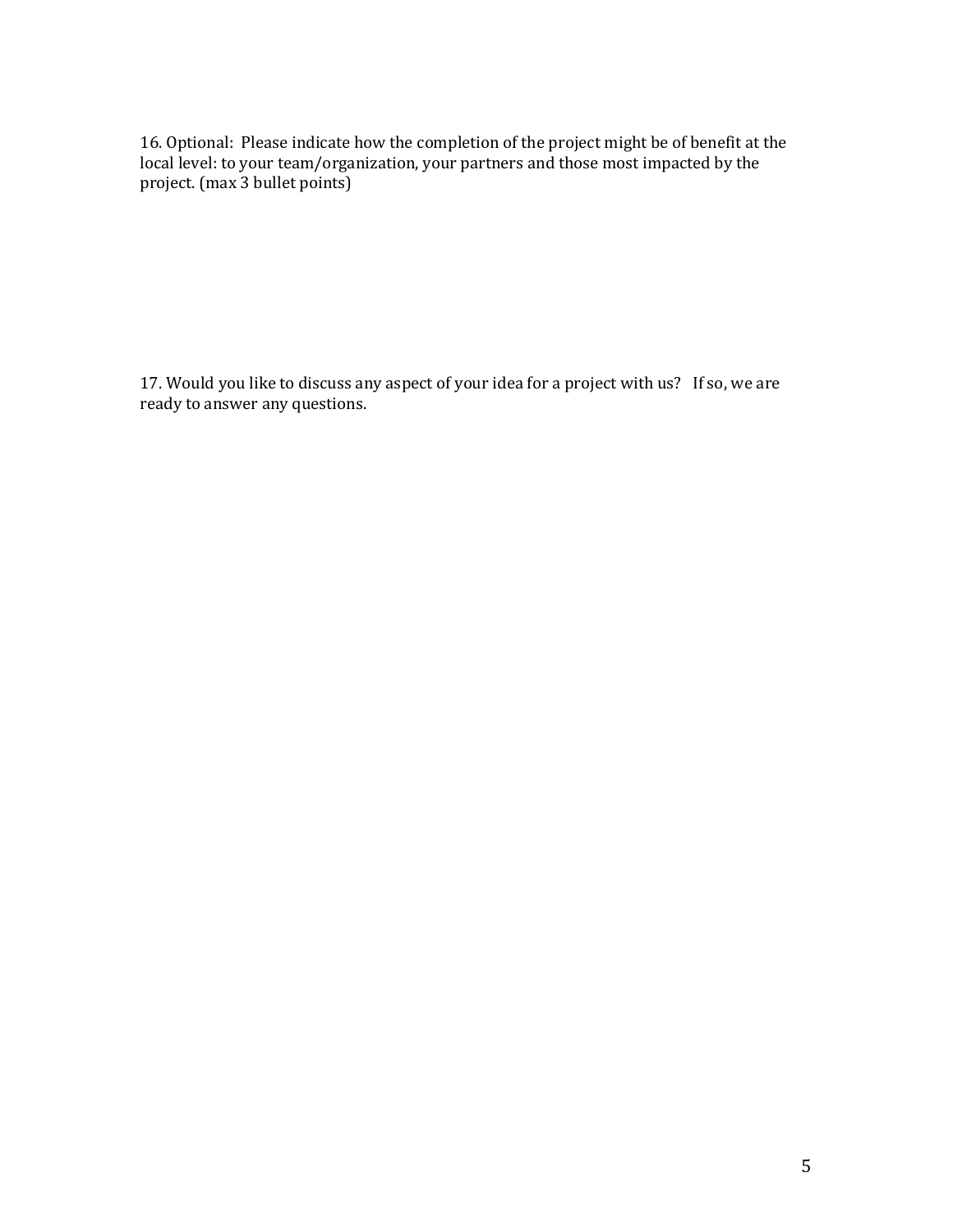16. Optional: Please indicate how the completion of the project might be of benefit at the local level: to your team/organization, your partners and those most impacted by the project. (max 3 bullet points)

17. Would you like to discuss any aspect of your idea for a project with us? If so, we are ready to answer any questions.